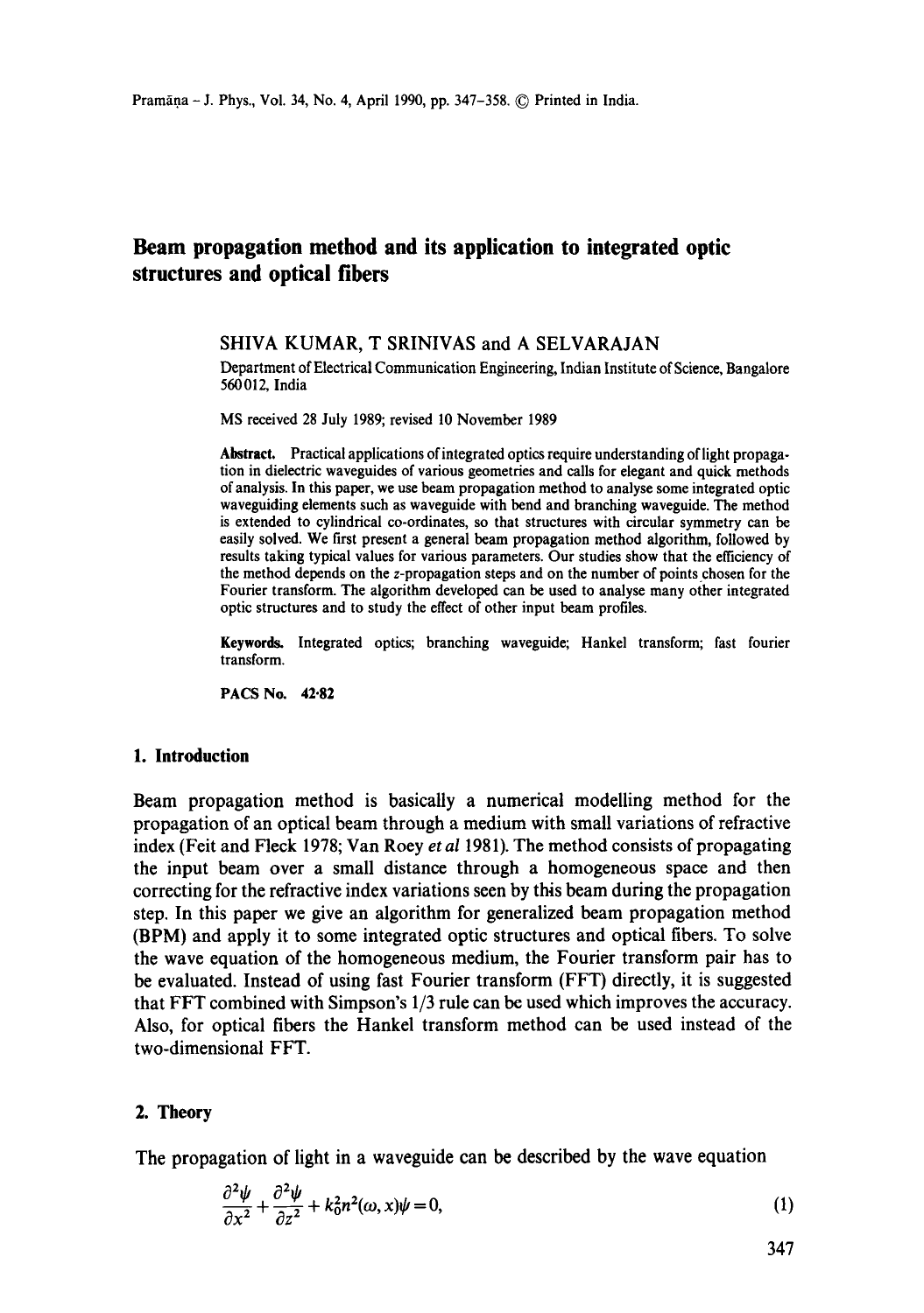# Beam propagation method and its application to integrated optic structures and optical fibers

SHIVA KUMAR, T SRINIVAS and A SELVARAJAN

Department of Electrical Communication Engineering, Indian Institute of Science, Bangalore 560012, India

MS received 28 July 1989; revised 10 November 1989

**Abstract.** Practical applications of integrated optics require understanding of light propagation in dielectric waveguides of various geometries and calls for elegant and quick methods of analysis. In this paper, we use beam propagation method to analyse some integrated optic waveguiding elements such as waveguide with bend and branching waveguide. The method is extended to cylindrical co-ordinates, so that structures with circular symmetry can be easily solved. We first present a general beam propagation method algorithm, followed by results taking typical values for various parameters. Our studies show that the efficiency of the method depends on the $z$-propagation steps and on the number of points chosen for the Fourier transform. The algorithm developed can be used to analyse many other integrated optic structures and to study the effect of other input beam profiles.

**Keywords.** Integrated optics; branching waveguide; Hankel transform; fast fourier transform.

**PACS No.** 42·82

## 1. Introduction

Beam propagation method is basically a numerical modelling method for the propagation of an optical beam through a medium with small variations of refractive index (Feit and Fleck 1978; Van Roey *et al* 1981). The method consists of propagating the input beam over a small distance through a homogeneous space and then correcting for the refractive index variations seen by this beam during the propagation step. In this paper we give an algorithm for generalized beam propagation method (BPM) and apply it to some integrated optic structures and optical fibers. To solve the wave equation of the homogeneous medium, the Fourier transform pair has to be evaluated. Instead of using fast Fourier transform (FFT) directly, it is suggested that FFT combined with Simpson's 1/3 rule can be used which improves the accuracy. Also, for optical fibers the Hankel transform method can be used instead of the two-dimensional FFT.

## 2. Theory

The propagation of light in a waveguide can be described by the wave equation

$$\frac{\partial^2 \psi}{\partial x^2} + \frac{\partial^2 \psi}{\partial z^2} + k_0^2 n^2(\omega, x)\psi = 0, \tag{1}$$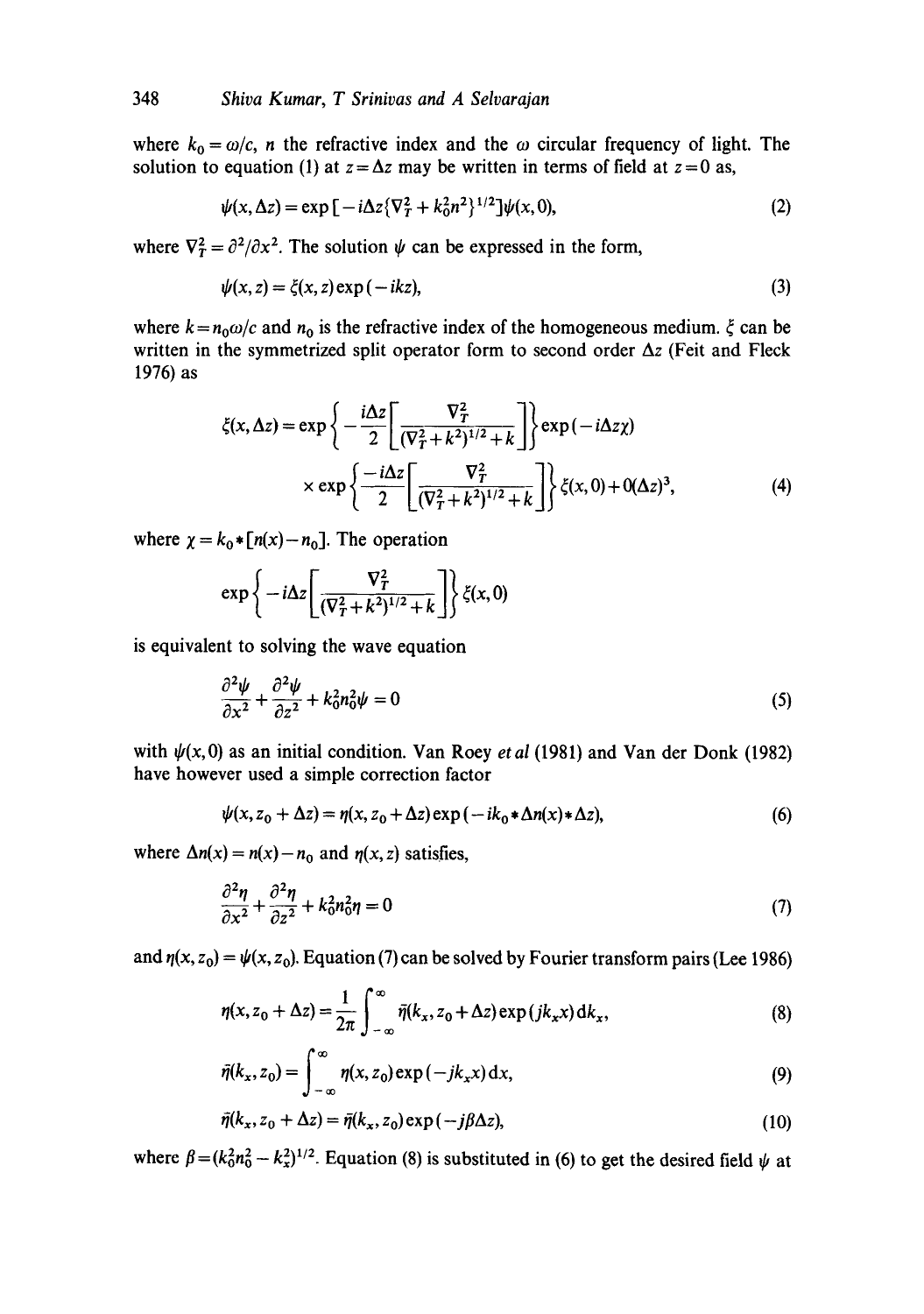where $k_0 = \omega/c$, $n$ the refractive index and the $\omega$ circular frequency of light. The solution to equation (1) at $z = \Delta z$ may be written in terms of field at $z = 0$ as,

$$\psi(x, \Delta z) = \exp\left[-i\Delta z\{\nabla_T^2 + k_0^2 n^2\}^{1/2}\right]\psi(x, 0), \tag{2}$$

where $\nabla_T^2 = \partial^2/\partial x^2$. The solution $\psi$ can be expressed in the form,

$$\psi(x, z) = \xi(x, z)\exp(-ikz), \tag{3}$$

where $k = n_0\omega/c$ and $n_0$ is the refractive index of the homogeneous medium. $\xi$ can be written in the symmetrized split operator form to second order $\Delta z$ (Feit and Fleck 1976) as

$$\xi(x, \Delta z) = \exp\left\{-\frac{i\Delta z}{2}\left[\frac{\nabla_T^2}{(\nabla_T^2 + k^2)^{1/2} + k}\right]\right\}\exp(-i\Delta z\chi)$$
$$\times \exp\left\{\frac{-i\Delta z}{2}\left[\frac{\nabla_T^2}{(\nabla_T^2 + k^2)^{1/2} + k}\right]\right\}\xi(x, 0) + 0(\Delta z)^3, \tag{4}$$

where $\chi = k_0 * [n(x) - n_0]$. The operation

$$\exp\left\{-i\Delta z\left[\frac{\nabla_T^2}{(\nabla_T^2 + k^2)^{1/2} + k}\right]\right\}\xi(x, 0)$$

is equivalent to solving the wave equation

$$\frac{\partial^2\psi}{\partial x^2} + \frac{\partial^2\psi}{\partial z^2} + k_0^2 n_0^2\psi = 0 \tag{5}$$

with $\psi(x, 0)$ as an initial condition. Van Roey *et al* (1981) and Van der Donk (1982) have however used a simple correction factor

$$\psi(x, z_0 + \Delta z) = \eta(x, z_0 + \Delta z)\exp(-ik_0 * \Delta n(x) * \Delta z), \tag{6}$$

where $\Delta n(x) = n(x) - n_0$ and $\eta(x, z)$ satisfies,

$$\frac{\partial^2\eta}{\partial x^2} + \frac{\partial^2\eta}{\partial z^2} + k_0^2 n_0^2\eta = 0 \tag{7}$$

and $\eta(x, z_0) = \psi(x, z_0)$. Equation (7) can be solved by Fourier transform pairs (Lee 1986)

$$\eta(x, z_0 + \Delta z) = \frac{1}{2\pi}\int_{-\infty}^{\infty}\bar{\eta}(k_x, z_0 + \Delta z)\exp(jk_x x)\,\mathrm{d}k_x, \tag{8}$$

$$\bar{\eta}(k_x, z_0) = \int_{-\infty}^{\infty}\eta(x, z_0)\exp(-jk_x x)\,\mathrm{d}x, \tag{9}$$

$$\bar{\eta}(k_x, z_0 + \Delta z) = \bar{\eta}(k_x, z_0)\exp(-j\beta\Delta z), \tag{10}$$

where $\beta = (k_0^2 n_0^2 - k_x^2)^{1/2}$. Equation (8) is substituted in (6) to get the desired field $\psi$ at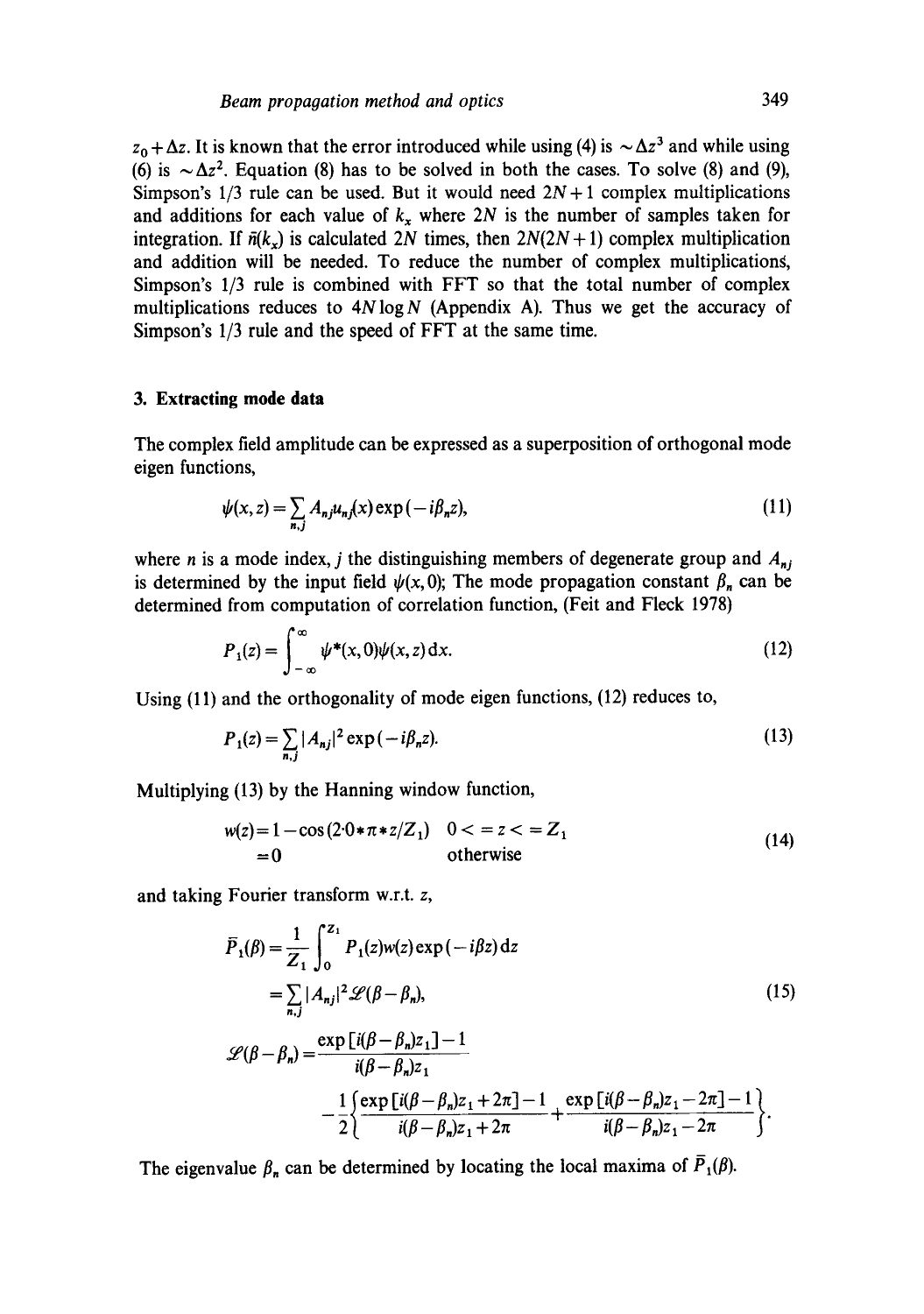$z_0 + \Delta z$. It is known that the error introduced while using (4) is $\sim \Delta z^3$ and while using (6) is $\sim \Delta z^2$. Equation (8) has to be solved in both the cases. To solve (8) and (9), Simpson's 1/3 rule can be used. But it would need $2N+1$ complex multiplications and additions for each value of $k_x$ where $2N$ is the number of samples taken for integration. If $\tilde{n}(k_x)$ is calculated $2N$ times, then $2N(2N+1)$ complex multiplication and addition will be needed. To reduce the number of complex multiplications, Simpson's 1/3 rule is combined with FFT so that the total number of complex multiplications reduces to $4N \log N$ (Appendix A). Thus we get the accuracy of Simpson's 1/3 rule and the speed of FFT at the same time.

## 3. Extracting mode data

The complex field amplitude can be expressed as a superposition of orthogonal mode eigen functions,

$$\psi(x,z) = \sum_{n,j} A_{nj} u_{nj}(x) \exp(-i\beta_n z), \tag{11}$$

where $n$ is a mode index, $j$ the distinguishing members of degenerate group and $A_{nj}$ is determined by the input field $\psi(x,0)$; The mode propagation constant $\beta_n$ can be determined from computation of correlation function, (Feit and Fleck 1978)

$$P_1(z) = \int_{-\infty}^{\infty} \psi^*(x,0)\psi(x,z)\,\mathrm{d}x. \tag{12}$$

Using (11) and the orthogonality of mode eigen functions, (12) reduces to,

$$P_1(z) = \sum_{n,j} |A_{nj}|^2 \exp(-i\beta_n z). \tag{13}$$

Multiplying (13) by the Hanning window function,

$$\begin{aligned} w(z) &= 1 - \cos(2{\cdot}0 * \pi * z/Z_1) \quad && 0 <= z <= Z_1 \\ &= 0 && \text{otherwise} \end{aligned} \tag{14}$$

and taking Fourier transform w.r.t. $z$,

$$\begin{aligned} \bar{P}_1(\beta) &= \frac{1}{Z_1}\int_0^{Z_1} P_1(z) w(z) \exp(-i\beta z)\,\mathrm{d}z \\ &= \sum_{n,j} |A_{nj}|^2 \mathscr{L}(\beta - \beta_n), \end{aligned} \tag{15}$$

$$\mathscr{L}(\beta - \beta_n) = \frac{\exp[i(\beta-\beta_n)z_1] - 1}{i(\beta-\beta_n)z_1} - \frac{1}{2}\left\{\frac{\exp[i(\beta-\beta_n)z_1 + 2\pi] - 1}{i(\beta-\beta_n)z_1 + 2\pi} + \frac{\exp[i(\beta-\beta_n)z_1 - 2\pi] - 1}{i(\beta-\beta_n)z_1 - 2\pi}\right\}.$$

The eigenvalue $\beta_n$ can be determined by locating the local maxima of $\bar{P}_1(\beta)$.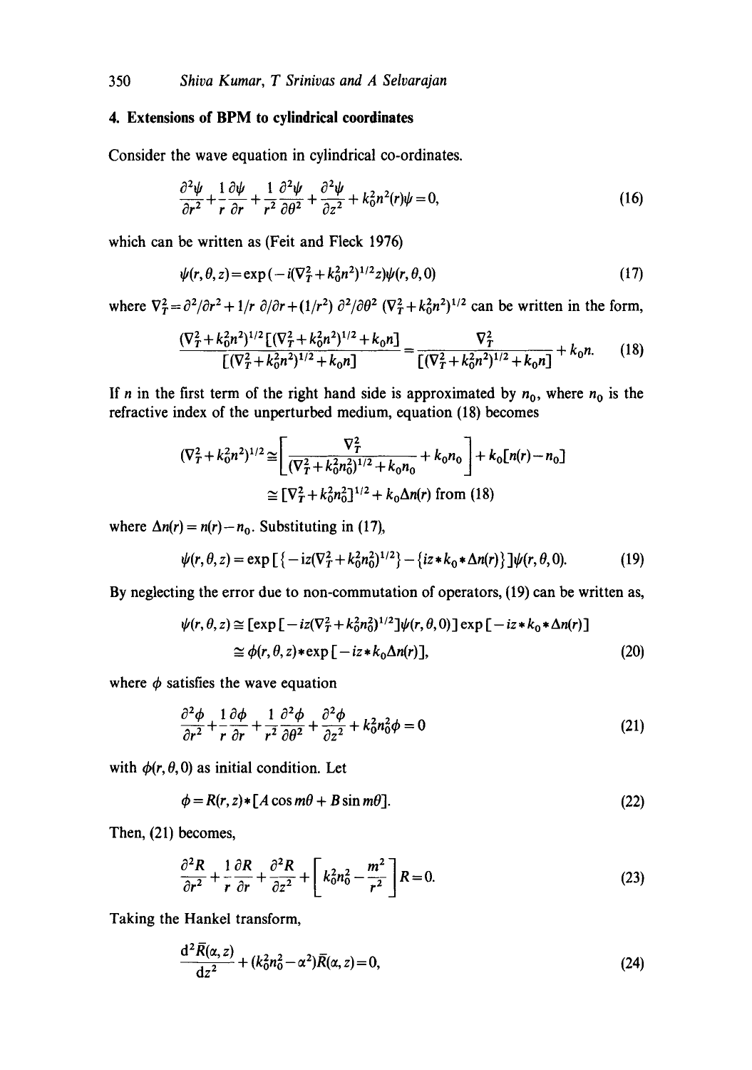## 4. Extensions of BPM to cylindrical coordinates

Consider the wave equation in cylindrical co-ordinates.

$$\frac{\partial^2 \psi}{\partial r^2} + \frac{1}{r}\frac{\partial \psi}{\partial r} + \frac{1}{r^2}\frac{\partial^2 \psi}{\partial \theta^2} + \frac{\partial^2 \psi}{\partial z^2} + k_0^2 n^2(r)\psi = 0, \tag{16}$$

which can be written as (Feit and Fleck 1976)

$$\psi(r,\theta,z) = \exp(-i(\nabla_T^2 + k_0^2 n^2)^{1/2} z)\psi(r,\theta,0) \tag{17}$$

where $\nabla_T^2 = \partial^2/\partial r^2 + 1/r\, \partial/\partial r + (1/r^2)\, \partial^2/\partial \theta^2$ $(\nabla_T^2 + k_0^2 n^2)^{1/2}$ can be written in the form,

$$\frac{(\nabla_T^2 + k_0^2 n^2)^{1/2}[(\nabla_T^2 + k_0^2 n^2)^{1/2} + k_0 n]}{[(\nabla_T^2 + k_0^2 n^2)^{1/2} + k_0 n]} = \frac{\nabla_T^2}{[(\nabla_T^2 + k_0^2 n^2)^{1/2} + k_0 n]} + k_0 n. \tag{18}$$

If $n$ in the first term of the right hand side is approximated by $n_0$, where $n_0$ is the refractive index of the unperturbed medium, equation (18) becomes

$$\begin{aligned}(\nabla_T^2 + k_0^2 n^2)^{1/2} &\cong \left[\frac{\nabla_T^2}{(\nabla_T^2 + k_0^2 n_0^2)^{1/2} + k_0 n_0} + k_0 n_0\right] + k_0[n(r) - n_0] \\ &\cong [\nabla_T^2 + k_0^2 n_0^2]^{1/2} + k_0 \Delta n(r) \text{ from (18)}\end{aligned}$$

where $\Delta n(r) = n(r) - n_0$. Substituting in (17),

$$\psi(r,\theta,z) = \exp[\{-iz(\nabla_T^2 + k_0^2 n_0^2)^{1/2}\} - \{iz * k_0 * \Delta n(r)\}]\psi(r,\theta,0). \tag{19}$$

By neglecting the error due to non-commutation of operators, (19) can be written as,

$$\begin{aligned}\psi(r,\theta,z) &\cong [\exp[-iz(\nabla_T^2 + k_0^2 n_0^2)^{1/2}]\psi(r,\theta,0)]\exp[-iz * k_0 * \Delta n(r)] \\ &\cong \phi(r,\theta,z) * \exp[-iz * k_0 \Delta n(r)],\end{aligned} \tag{20}$$

where $\phi$ satisfies the wave equation

$$\frac{\partial^2 \phi}{\partial r^2} + \frac{1}{r}\frac{\partial \phi}{\partial r} + \frac{1}{r^2}\frac{\partial^2 \phi}{\partial \theta^2} + \frac{\partial^2 \phi}{\partial z^2} + k_0^2 n_0^2 \phi = 0 \tag{21}$$

with $\phi(r,\theta,0)$ as initial condition. Let

$$\phi = R(r,z) * [A\cos m\theta + B\sin m\theta]. \tag{22}$$

Then, (21) becomes,

$$\frac{\partial^2 R}{\partial r^2} + \frac{1}{r}\frac{\partial R}{\partial r} + \frac{\partial^2 R}{\partial z^2} + \left[k_0^2 n_0^2 - \frac{m^2}{r^2}\right]R = 0. \tag{23}$$

Taking the Hankel transform,

$$\frac{d^2 \bar{R}(\alpha,z)}{dz^2} + (k_0^2 n_0^2 - \alpha^2)\bar{R}(\alpha,z) = 0, \tag{24}$$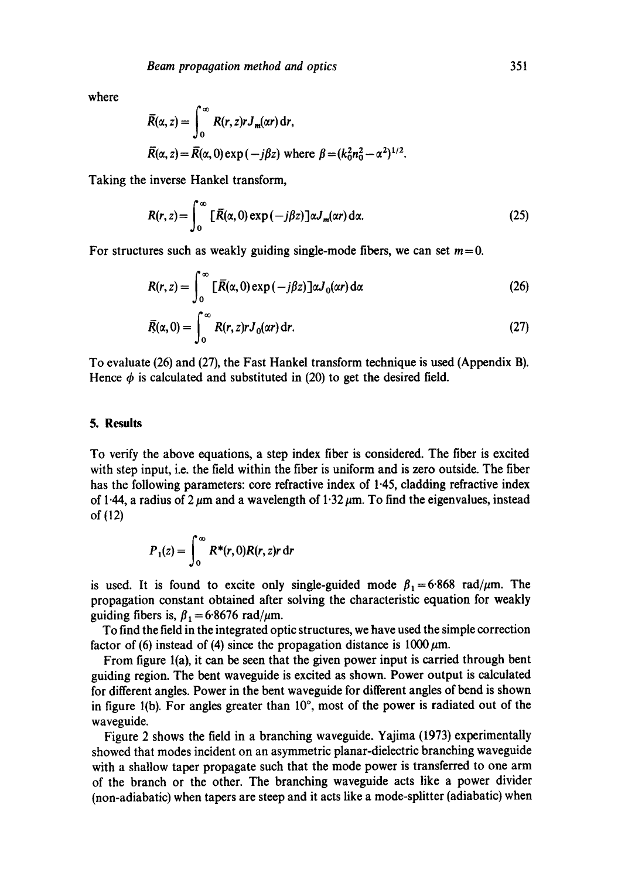where

$$\bar{R}(\alpha, z) = \int_0^\infty R(r, z) r J_m(\alpha r)\, \mathrm{d}r,$$

$$\bar{R}(\alpha, z) = \bar{R}(\alpha, 0) \exp(-j\beta z) \text{ where } \beta = (k_0^2 n_0^2 - \alpha^2)^{1/2}.$$

Taking the inverse Hankel transform,

$$R(r, z) = \int_0^\infty [\bar{R}(\alpha, 0) \exp(-j\beta z)] \alpha J_m(\alpha r)\, \mathrm{d}\alpha. \tag{25}$$

For structures such as weakly guiding single-mode fibers, we can set $m = 0$.

$$R(r, z) = \int_0^\infty [\bar{R}(\alpha, 0) \exp(-j\beta z)] \alpha J_0(\alpha r)\, \mathrm{d}\alpha \tag{26}$$

$$\bar{R}(\alpha, 0) = \int_0^\infty R(r, z) r J_0(\alpha r)\, \mathrm{d}r. \tag{27}$$

To evaluate (26) and (27), the Fast Hankel transform technique is used (Appendix B). Hence $\phi$ is calculated and substituted in (20) to get the desired field.

## 5. Results

To verify the above equations, a step index fiber is considered. The fiber is excited with step input, i.e. the field within the fiber is uniform and is zero outside. The fiber has the following parameters: core refractive index of 1·45, cladding refractive index of 1·44, a radius of 2 $\mu$m and a wavelength of 1·32 $\mu$m. To find the eigenvalues, instead of (12)

$$P_1(z) = \int_0^\infty R^*(r, 0) R(r, z) r\, \mathrm{d}r$$

is used. It is found to excite only single-guided mode $\beta_1 = 6{\cdot}868$ rad/$\mu$m. The propagation constant obtained after solving the characteristic equation for weakly guiding fibers is, $\beta_1 = 6{\cdot}8676$ rad/$\mu$m.

To find the field in the integrated optic structures, we have used the simple correction factor of (6) instead of (4) since the propagation distance is 1000 $\mu$m.

From figure 1(a), it can be seen that the given power input is carried through bent guiding region. The bent waveguide is excited as shown. Power output is calculated for different angles. Power in the bent waveguide for different angles of bend is shown in figure 1(b). For angles greater than 10°, most of the power is radiated out of the waveguide.

Figure 2 shows the field in a branching waveguide. Yajima (1973) experimentally showed that modes incident on an asymmetric planar-dielectric branching waveguide with a shallow taper propagate such that the mode power is transferred to one arm of the branch or the other. The branching waveguide acts like a power divider (non-adiabatic) when tapers are steep and it acts like a mode-splitter (adiabatic) when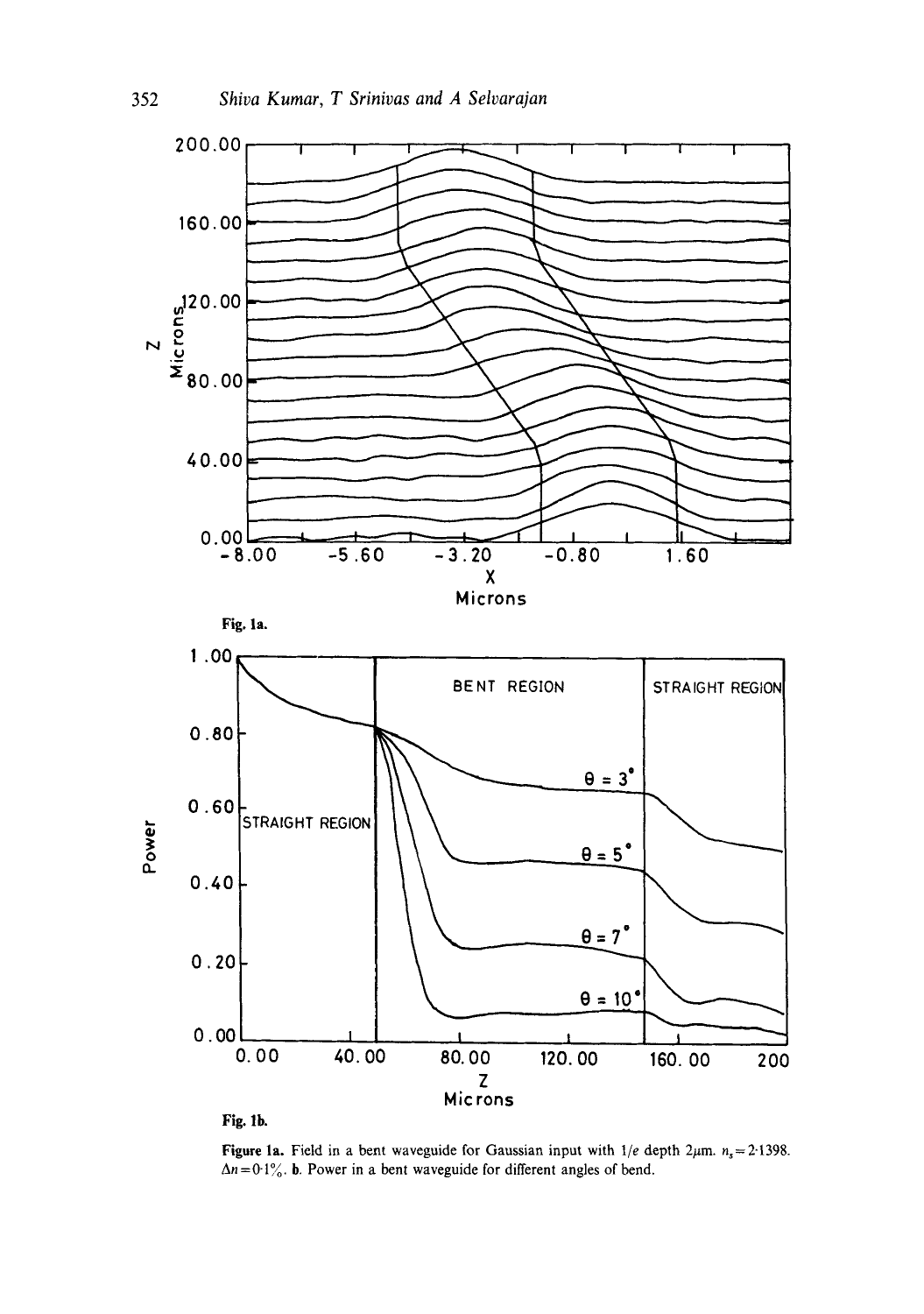Fig. 1a.

Fig. 1b.

**Figure 1a.** Field in a bent waveguide for Gaussian input with $1/e$ depth $2\mu m$. $n_s = 2{\cdot}1398$. $\Delta n = 0{\cdot}1\%$. **b.** Power in a bent waveguide for different angles of bend.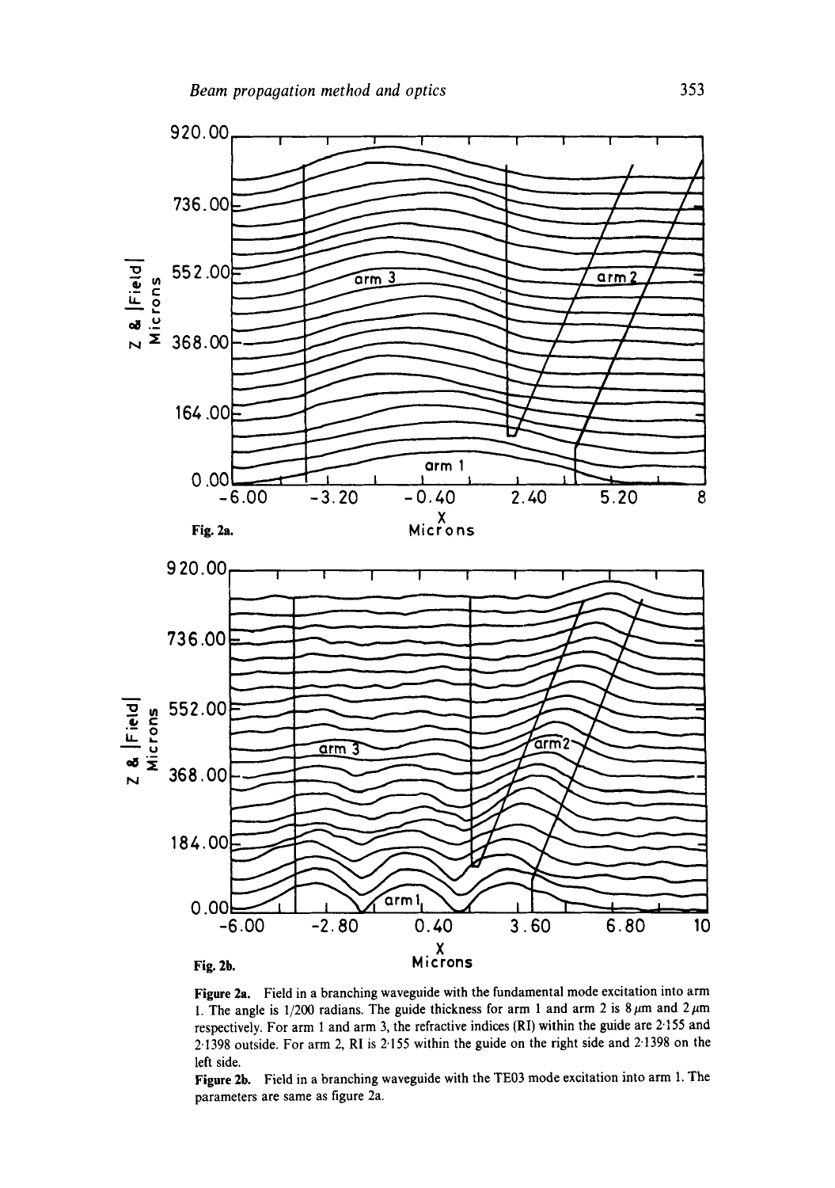Fig. 2a.

Fig. 2b.

**Figure 2a.** Field in a branching waveguide with the fundamental mode excitation into arm 1. The angle is 1/200 radians. The guide thickness for arm 1 and arm 2 is 8 $\mu$m and 2 $\mu$m respectively. For arm 1 and arm 3, the refractive indices (RI) within the guide are 2·155 and 2·1398 outside. For arm 2, RI is 2·155 within the guide on the right side and 2·1398 on the left side.

**Figure 2b.** Field in a branching waveguide with the TE03 mode excitation into arm 1. The parameters are same as figure 2a.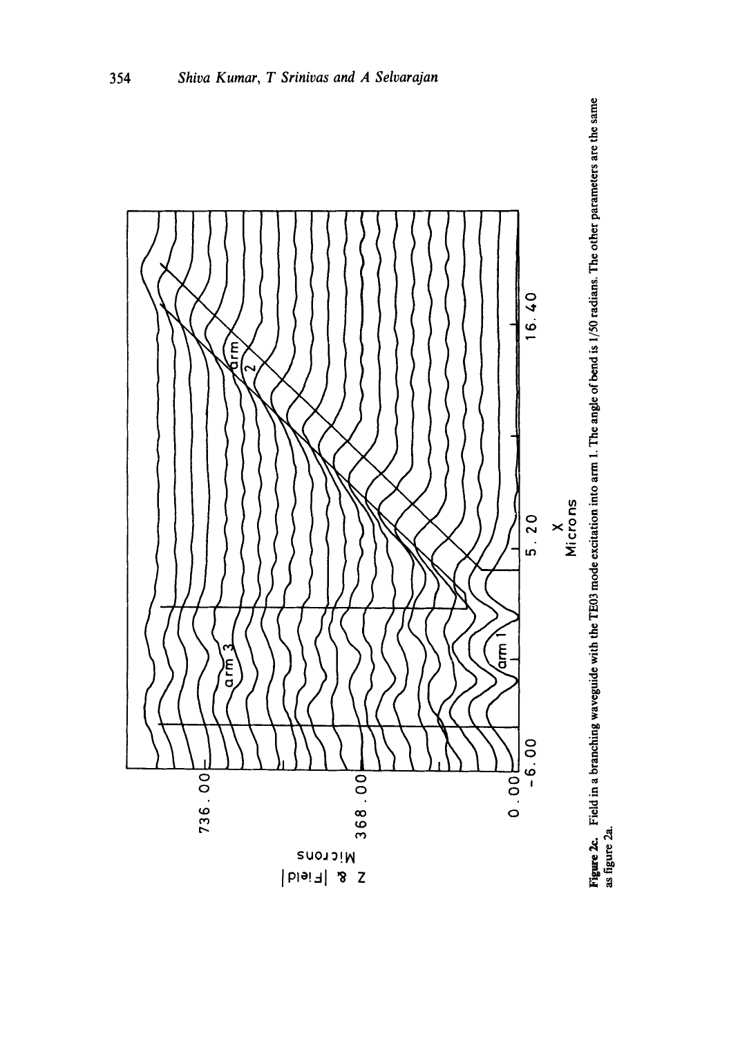**Figure 2c.** Field in a branching waveguide with the TE03 mode excitation into arm 1. The angle of bend is 1/50 radians. The other parameters are the same as figure 2a.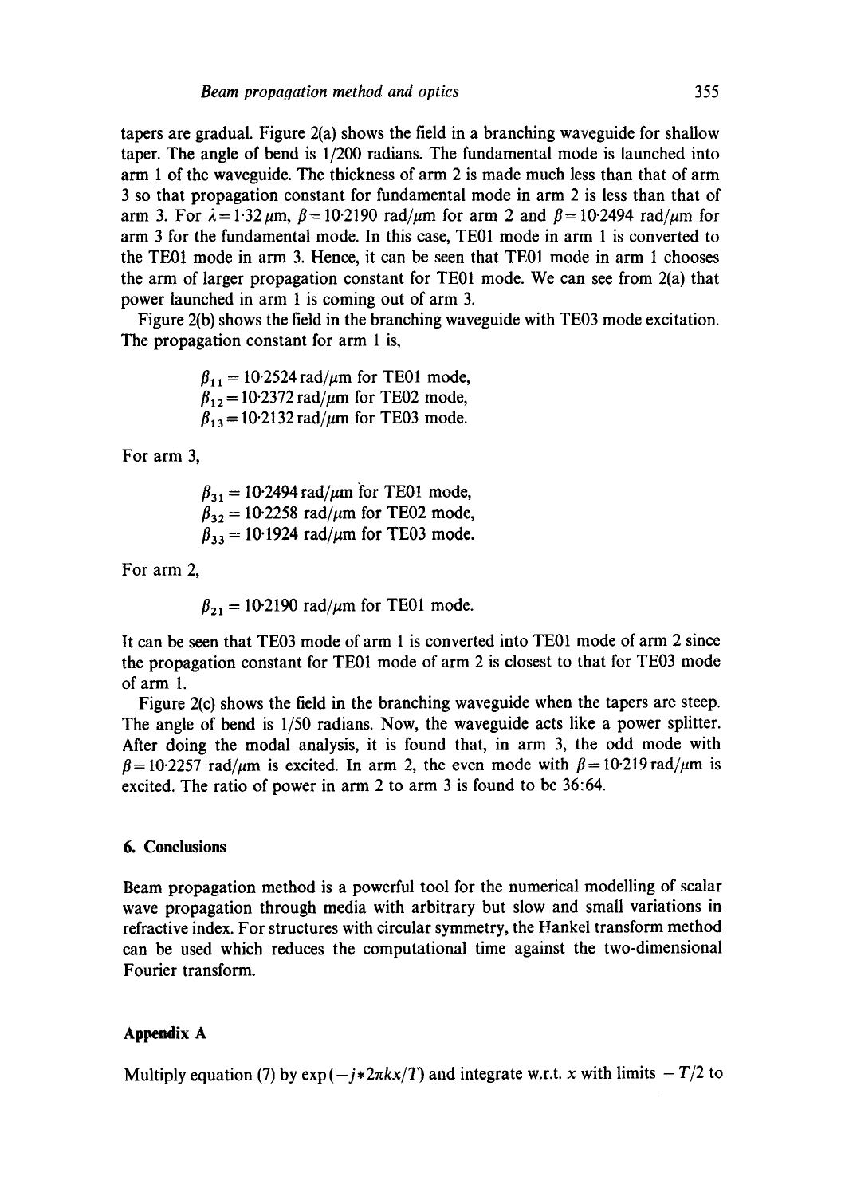tapers are gradual. Figure 2(a) shows the field in a branching waveguide for shallow taper. The angle of bend is 1/200 radians. The fundamental mode is launched into arm 1 of the waveguide. The thickness of arm 2 is made much less than that of arm 3 so that propagation constant for fundamental mode in arm 2 is less than that of arm 3. For $\lambda = 1{\cdot}32\,\mu$m, $\beta = 10{\cdot}2190$ rad/$\mu$m for arm 2 and $\beta = 10{\cdot}2494$ rad/$\mu$m for arm 3 for the fundamental mode. In this case, TE01 mode in arm 1 is converted to the TE01 mode in arm 3. Hence, it can be seen that TE01 mode in arm 1 chooses the arm of larger propagation constant for TE01 mode. We can see from 2(a) that power launched in arm 1 is coming out of arm 3.

Figure 2(b) shows the field in the branching waveguide with TE03 mode excitation. The propagation constant for arm 1 is,

$$\beta_{11} = 10{\cdot}2524\,\text{rad}/\mu\text{m for TE01 mode,}$$
$$\beta_{12} = 10{\cdot}2372\,\text{rad}/\mu\text{m for TE02 mode,}$$
$$\beta_{13} = 10{\cdot}2132\,\text{rad}/\mu\text{m for TE03 mode.}$$

For arm 3,

$$\beta_{31} = 10{\cdot}2494\,\text{rad}/\mu\text{m for TE01 mode,}$$
$$\beta_{32} = 10{\cdot}2258\,\text{rad}/\mu\text{m for TE02 mode,}$$
$$\beta_{33} = 10{\cdot}1924\,\text{rad}/\mu\text{m for TE03 mode.}$$

For arm 2,

$$\beta_{21} = 10{\cdot}2190\,\text{rad}/\mu\text{m for TE01 mode.}$$

It can be seen that TE03 mode of arm 1 is converted into TE01 mode of arm 2 since the propagation constant for TE01 mode of arm 2 is closest to that for TE03 mode of arm 1.

Figure 2(c) shows the field in the branching waveguide when the tapers are steep. The angle of bend is 1/50 radians. Now, the waveguide acts like a power splitter. After doing the modal analysis, it is found that, in arm 3, the odd mode with $\beta = 10{\cdot}2257$ rad/$\mu$m is excited. In arm 2, the even mode with $\beta = 10{\cdot}219$ rad/$\mu$m is excited. The ratio of power in arm 2 to arm 3 is found to be 36:64.

## 6. Conclusions

Beam propagation method is a powerful tool for the numerical modelling of scalar wave propagation through media with arbitrary but slow and small variations in refractive index. For structures with circular symmetry, the Hankel transform method can be used which reduces the computational time against the two-dimensional Fourier transform.

## Appendix A

Multiply equation (7) by $\exp(-j*2\pi kx/T)$ and integrate w.r.t. $x$ with limits $-T/2$ to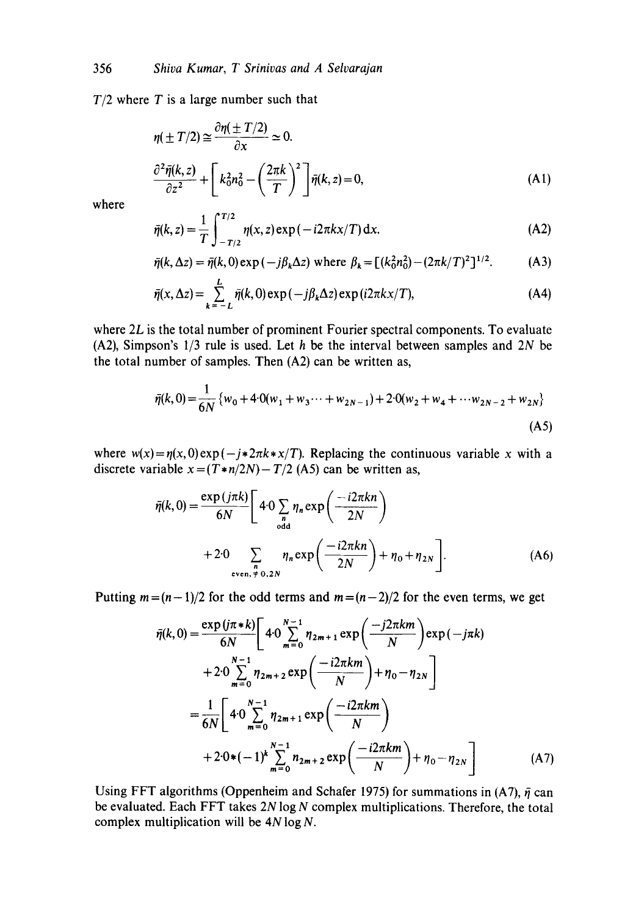$T/2$ where $T$ is a large number such that

$$\eta(\pm T/2) \cong \frac{\partial \eta(\pm T/2)}{\partial x} \simeq 0.$$

$$\frac{\partial^2 \bar{\eta}(k,z)}{\partial z^2} + \left[ k_0^2 n_0^2 - \left( \frac{2\pi k}{T} \right)^2 \right] \bar{\eta}(k,z) = 0, \tag{A1}$$

where

$$\bar{\eta}(k,z) = \frac{1}{T} \int_{-T/2}^{T/2} \eta(x,z) \exp(-i2\pi k x/T)\, \mathrm{d}x. \tag{A2}$$

$$\bar{\eta}(k, \Delta z) = \bar{\eta}(k,0) \exp(-j\beta_k \Delta z) \text{ where } \beta_k = [(k_0^2 n_0^2) - (2\pi k/T)^2]^{1/2}. \tag{A3}$$

$$\bar{\eta}(x, \Delta z) = \sum_{k=-L}^{L} \bar{\eta}(k,0) \exp(-j\beta_k \Delta z) \exp(i2\pi k x/T), \tag{A4}$$

where $2L$ is the total number of prominent Fourier spectral components. To evaluate (A2), Simpson's 1/3 rule is used. Let $h$ be the interval between samples and $2N$ be the total number of samples. Then (A2) can be written as,

$$\bar{\eta}(k,0) = \frac{1}{6N} \{ w_0 + 4{\cdot}0(w_1 + w_3 \cdots + w_{2N-1}) + 2{\cdot}0(w_2 + w_4 + \cdots w_{2N-2} + w_{2N} \} \tag{A5}$$

where $w(x) = \eta(x,0) \exp(-j*2\pi k*x/T)$. Replacing the continuous variable $x$ with a discrete variable $x = (T*n/2N) - T/2$ (A5) can be written as,

$$\bar{\eta}(k,0) = \frac{\exp(j\pi k)}{6N} \left[ 4{\cdot}0 \sum_{\substack{n \\ \text{odd}}} \eta_n \exp\left( \frac{-i2\pi k n}{2N} \right) + 2{\cdot}0 \sum_{\substack{n \\ \text{even}, \neq 0, 2N}} \eta_n \exp\left( \frac{-i2\pi k n}{2N} \right) + \eta_0 + \eta_{2N} \right]. \tag{A6}$$

Putting $m = (n-1)/2$ for the odd terms and $m = (n-2)/2$ for the even terms, we get

$$\begin{aligned}
\bar{\eta}(k,0) &= \frac{\exp(j\pi * k)}{6N} \left[ 4{\cdot}0 \sum_{m=0}^{N-1} \eta_{2m+1} \exp\left( \frac{-j2\pi k m}{N} \right) \exp(-j\pi k) + 2{\cdot}0 \sum_{m=0}^{N-1} \eta_{2m+2} \exp\left( \frac{-i2\pi k m}{N} \right) + \eta_0 - \eta_{2N} \right] \\
&= \frac{1}{6N} \left[ 4{\cdot}0 \sum_{m=0}^{N-1} \eta_{2m+1} \exp\left( \frac{-i2\pi k m}{N} \right) + 2{\cdot}0 * (-1)^k \sum_{m=0}^{N-1} n_{2m+2} \exp\left( \frac{-i2\pi k m}{N} \right) + \eta_0 - \eta_{2N} \right]
\end{aligned} \tag{A7}$$

Using FFT algorithms (Oppenheim and Schafer 1975) for summations in (A7), $\bar{\eta}$ can be evaluated. Each FFT takes $2N \log N$ complex multiplications. Therefore, the total complex multiplication will be $4N \log N$.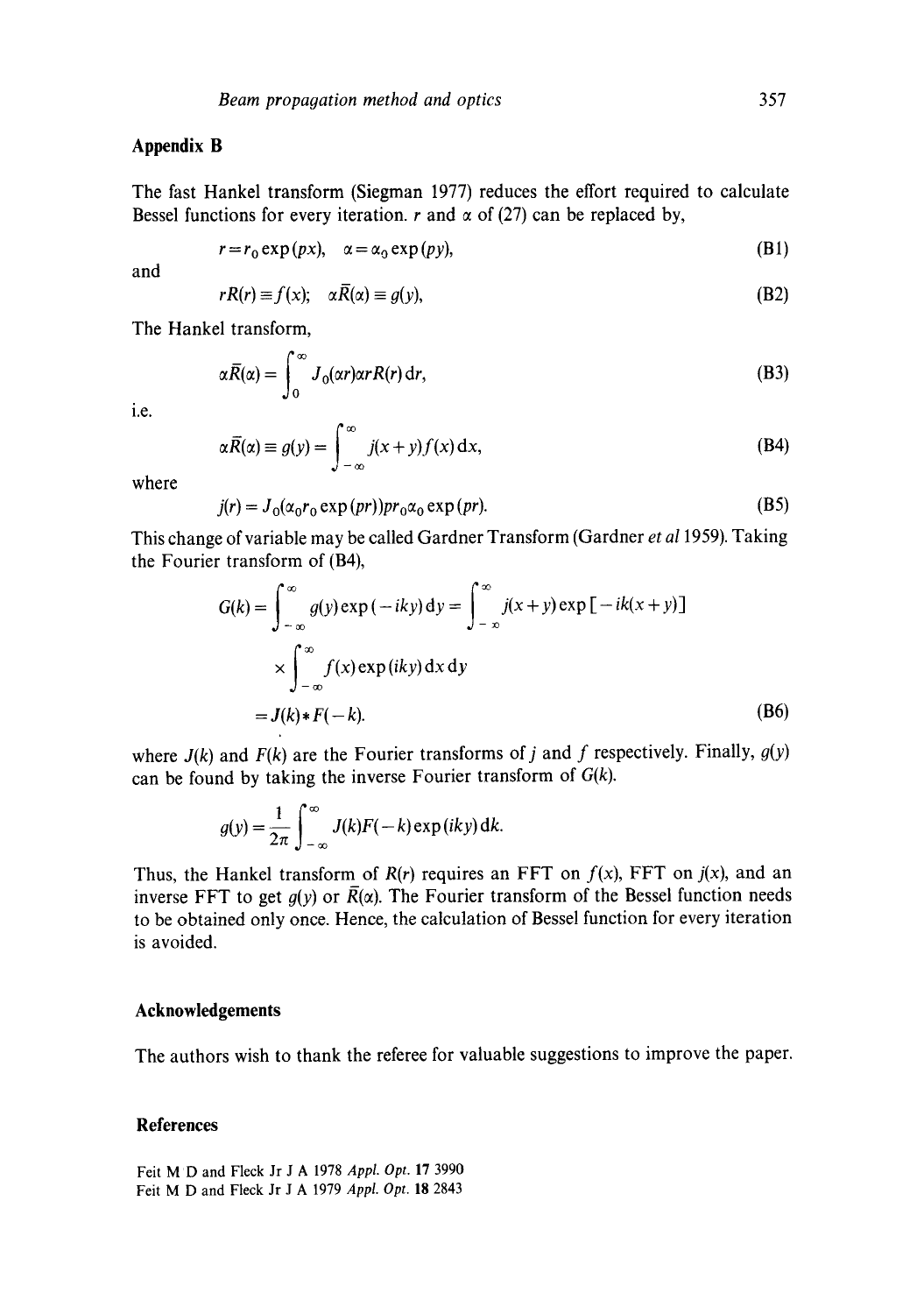## Appendix B

The fast Hankel transform (Siegman 1977) reduces the effort required to calculate Bessel functions for every iteration. $r$ and $\alpha$ of (27) can be replaced by,

$$r = r_0 \exp(px), \quad \alpha = \alpha_0 \exp(py), \tag{B1}$$

and

$$rR(r) \equiv f(x); \quad \alpha\bar{R}(\alpha) \equiv g(y), \tag{B2}$$

The Hankel transform,

$$\alpha\bar{R}(\alpha) = \int_0^\infty J_0(\alpha r)\alpha r R(r)\,\mathrm{d}r, \tag{B3}$$

i.e.

$$\alpha\bar{R}(\alpha) \equiv g(y) = \int_{-\infty}^{\infty} j(x+y) f(x)\,\mathrm{d}x, \tag{B4}$$

where

$$j(r) = J_0(\alpha_0 r_0 \exp(pr)) p r_0 \alpha_0 \exp(pr). \tag{B5}$$

This change of variable may be called Gardner Transform (Gardner *et al* 1959). Taking the Fourier transform of (B4),

$$\begin{aligned} G(k) &= \int_{-\infty}^{\infty} g(y)\exp(-iky)\,\mathrm{d}y = \int_{-\infty}^{\infty} j(x+y)\exp[-ik(x+y)] \\ &\quad \times \int_{-\infty}^{\infty} f(x)\exp(ikx)\,\mathrm{d}x\,\mathrm{d}y \\ &= J(k) * F(-k). \end{aligned} \tag{B6}$$

where $J(k)$ and $F(k)$ are the Fourier transforms of $j$ and $f$ respectively. Finally, $g(y)$ can be found by taking the inverse Fourier transform of $G(k)$.

$$g(y) = \frac{1}{2\pi}\int_{-\infty}^{\infty} J(k)F(-k)\exp(iky)\,\mathrm{d}k.$$

Thus, the Hankel transform of $R(r)$ requires an FFT on $f(x)$, FFT on $j(x)$, and an inverse FFT to get $g(y)$ or $\bar{R}(\alpha)$. The Fourier transform of the Bessel function needs to be obtained only once. Hence, the calculation of Bessel function for every iteration is avoided.

## Acknowledgements

The authors wish to thank the referee for valuable suggestions to improve the paper.

## References

Feit M D and Fleck Jr J A 1978 *Appl. Opt.* **17** 3990

Feit M D and Fleck Jr J A 1979 *Appl. Opt.* **18** 2843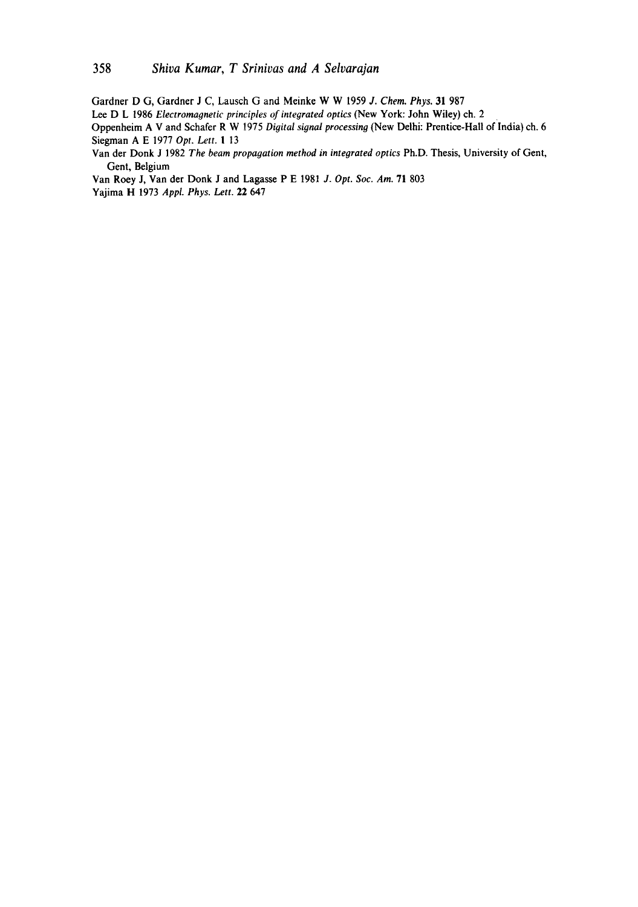Gardner D G, Gardner J C, Lausch G and Meinke W W 1959 *J. Chem. Phys.* **31** 987

Lee D L 1986 *Electromagnetic principles of integrated optics* (New York: John Wiley) ch. 2

Oppenheim A V and Schafer R W 1975 *Digital signal processing* (New Delhi: Prentice-Hall of India) ch. 6

Siegman A E 1977 *Opt. Lett.* **1** 13

Van der Donk J 1982 *The beam propagation method in integrated optics* Ph.D. Thesis, University of Gent, Gent, Belgium

Van Roey J, Van der Donk J and Lagasse P E 1981 *J. Opt. Soc. Am.* **71** 803

Yajima H 1973 *Appl. Phys. Lett.* **22** 647